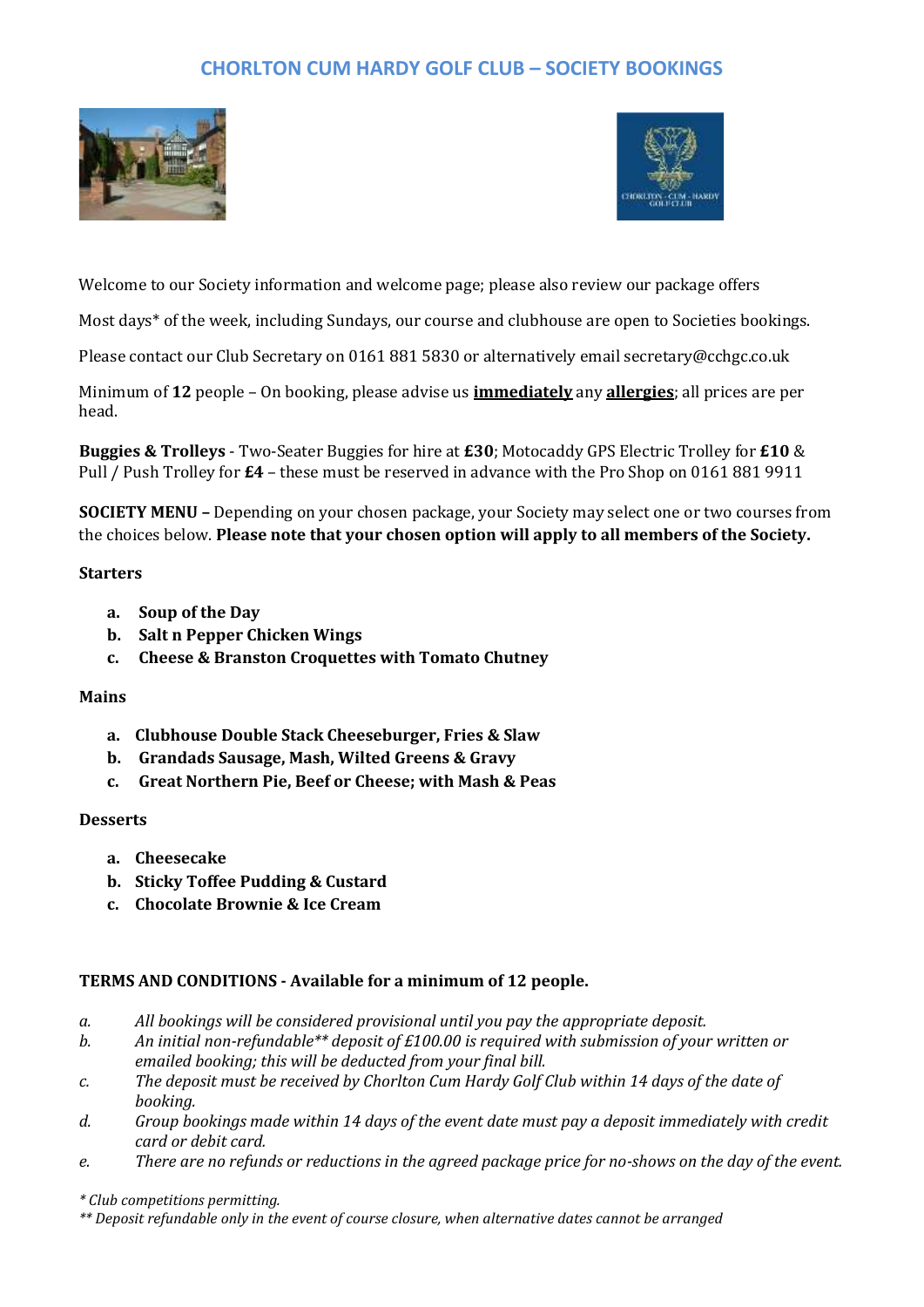# CHORLTON CUM HARDY GOLF CLUB – SOCIETY BOOKINGS

Welcome to our Society information and welcome page; please also review our package offers

Most days* of the week, including Sundays, our course and clubhouse are open to Societies bookings.

Please contact our Club Secretary on 0161 881 5830 or alternatively email secretary@cchgc.co.uk

Minimum of **12** people – On booking, please advise us **immediately** any **allergies**; all prices are per head.

**Buggies & Trolleys** - Two-Seater Buggies for hire at **£30**; Motocaddy GPS Electric Trolley for **£10** & Pull / Push Trolley for **£4** – these must be reserved in advance with the Pro Shop on 0161 881 9911

**SOCIETY MENU –** Depending on your chosen package, your Society may select one or two courses from the choices below. **Please note that your chosen option will apply to all members of the Society.**

**Starters**

- a. **Soup of the Day**
- b. **Salt n Pepper Chicken Wings**
- c. **Cheese & Branston Croquettes with Tomato Chutney**

**Mains**

- a. **Clubhouse Double Stack Cheeseburger, Fries & Slaw**
- b. **Grandads Sausage, Mash, Wilted Greens & Gravy**
- c. **Great Northern Pie, Beef or Cheese; with Mash & Peas**

**Desserts**

- a. **Cheesecake**
- b. **Sticky Toffee Pudding & Custard**
- c. **Chocolate Brownie & Ice Cream**

**TERMS AND CONDITIONS - Available for a minimum of 12 people.**

- *a. All bookings will be considered provisional until you pay the appropriate deposit.*
- *b. An initial non-refundable** deposit of £100.00 is required with submission of your written or emailed booking; this will be deducted from your final bill.*
- *c. The deposit must be received by Chorlton Cum Hardy Golf Club within 14 days of the date of booking.*
- *d. Group bookings made within 14 days of the event date must pay a deposit immediately with credit card or debit card.*
- *e. There are no refunds or reductions in the agreed package price for no-shows on the day of the event.*

*\* Club competitions permitting.*

*\*\* Deposit refundable only in the event of course closure, when alternative dates cannot be arranged*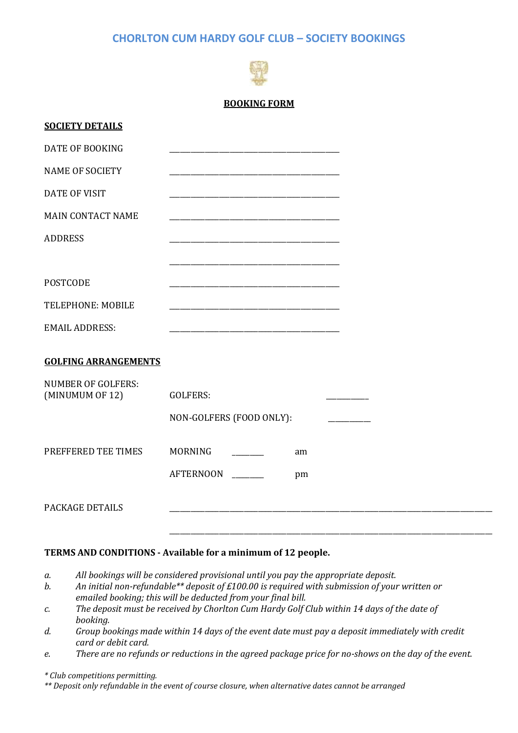# CHORLTON CUM HARDY GOLF CLUB – SOCIETY BOOKINGS

**BOOKING FORM**

**SOCIETY DETAILS**

DATE OF BOOKING ________________________________________

NAME OF SOCIETY ________________________________________

DATE OF VISIT ________________________________________

MAIN CONTACT NAME ________________________________________

ADDRESS ________________________________________

________________________________________

POSTCODE ________________________________________

TELEPHONE: MOBILE ________________________________________

EMAIL ADDRESS: ________________________________________

**GOLFING ARRANGEMENTS**

NUMBER OF GOLFERS: (MINUMUM OF 12)

GOLFERS: __________

NON-GOLFERS (FOOD ONLY): __________

PREFFERED TEE TIMES

MORNING _______ am

AFTERNOON _______ pm

PACKAGE DETAILS ________________________________________________________________________________

________________________________________________________________________________

**TERMS AND CONDITIONS - Available for a minimum of 12 people.**

*a.* *All bookings will be considered provisional until you pay the appropriate deposit.*

*b.* *An initial non-refundable** deposit of £100.00 is required with submission of your written or emailed booking; this will be deducted from your final bill.*

*c.* *The deposit must be received by Chorlton Cum Hardy Golf Club within 14 days of the date of booking.*

*d.* *Group bookings made within 14 days of the event date must pay a deposit immediately with credit card or debit card.*

*e.* *There are no refunds or reductions in the agreed package price for no-shows on the day of the event.*

** Club competitions permitting.*

*** Deposit only refundable in the event of course closure, when alternative dates cannot be arranged*